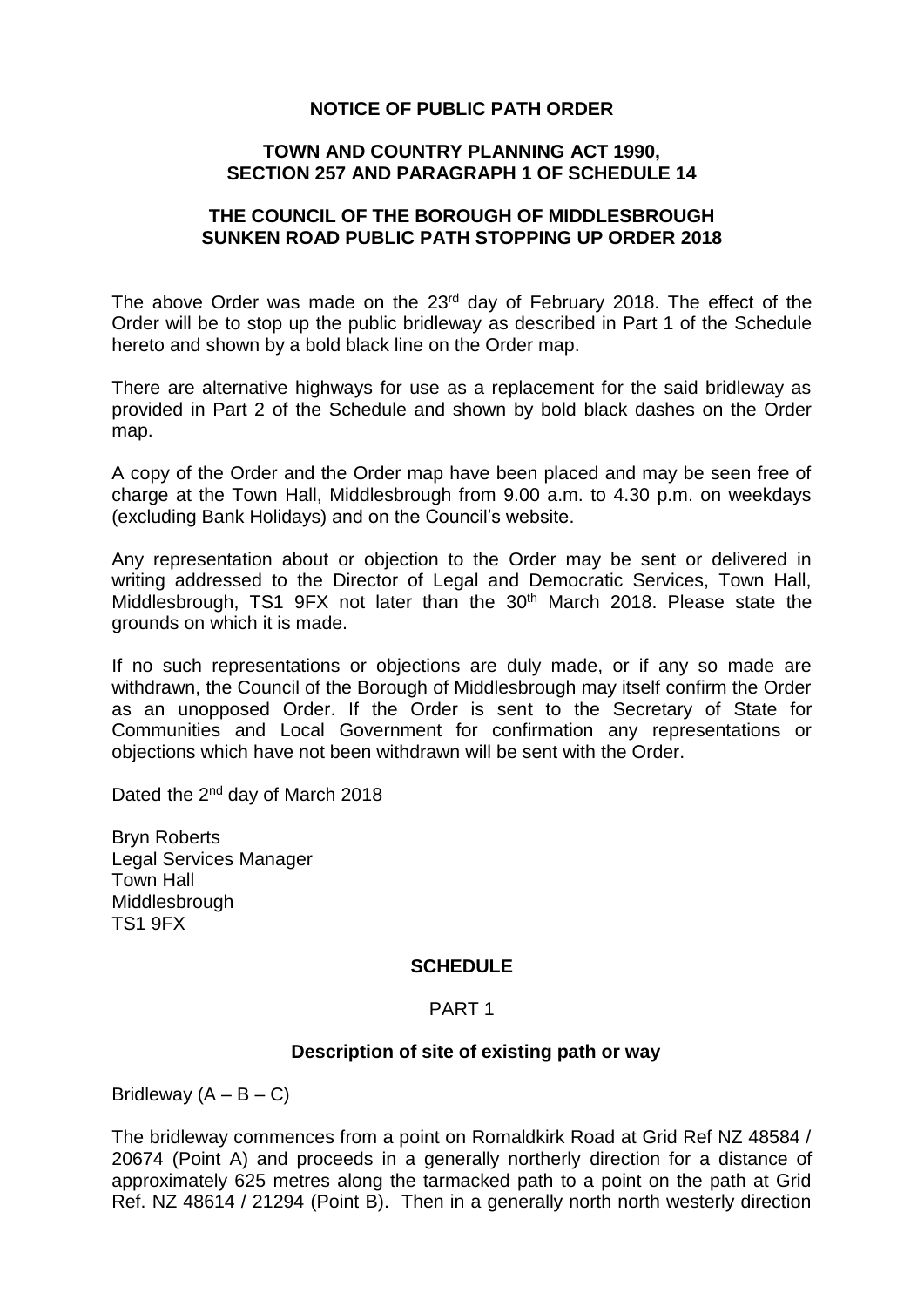**NOTICE OF PUBLIC PATH ORDER**

**TOWN AND COUNTRY PLANNING ACT 1990, SECTION 257 AND PARAGRAPH 1 OF SCHEDULE 14**

**THE COUNCIL OF THE BOROUGH OF MIDDLESBROUGH SUNKEN ROAD PUBLIC PATH STOPPING UP ORDER 2018**

The above Order was made on the 23rd day of February 2018. The effect of the Order will be to stop up the public bridleway as described in Part 1 of the Schedule hereto and shown by a bold black line on the Order map.

There are alternative highways for use as a replacement for the said bridleway as provided in Part 2 of the Schedule and shown by bold black dashes on the Order map.

A copy of the Order and the Order map have been placed and may be seen free of charge at the Town Hall, Middlesbrough from 9.00 a.m. to 4.30 p.m. on weekdays (excluding Bank Holidays) and on the Council's website.

Any representation about or objection to the Order may be sent or delivered in writing addressed to the Director of Legal and Democratic Services, Town Hall, Middlesbrough, TS1 9FX not later than the 30th March 2018. Please state the grounds on which it is made.

If no such representations or objections are duly made, or if any so made are withdrawn, the Council of the Borough of Middlesbrough may itself confirm the Order as an unopposed Order. If the Order is sent to the Secretary of State for Communities and Local Government for confirmation any representations or objections which have not been withdrawn will be sent with the Order.

Dated the 2nd day of March 2018

Bryn Roberts
Legal Services Manager
Town Hall
Middlesbrough
TS1 9FX

**SCHEDULE**

PART 1

**Description of site of existing path or way**

Bridleway (A – B – C)

The bridleway commences from a point on Romaldkirk Road at Grid Ref NZ 48584 / 20674 (Point A) and proceeds in a generally northerly direction for a distance of approximately 625 metres along the tarmacked path to a point on the path at Grid Ref. NZ 48614 / 21294 (Point B). Then in a generally north north westerly direction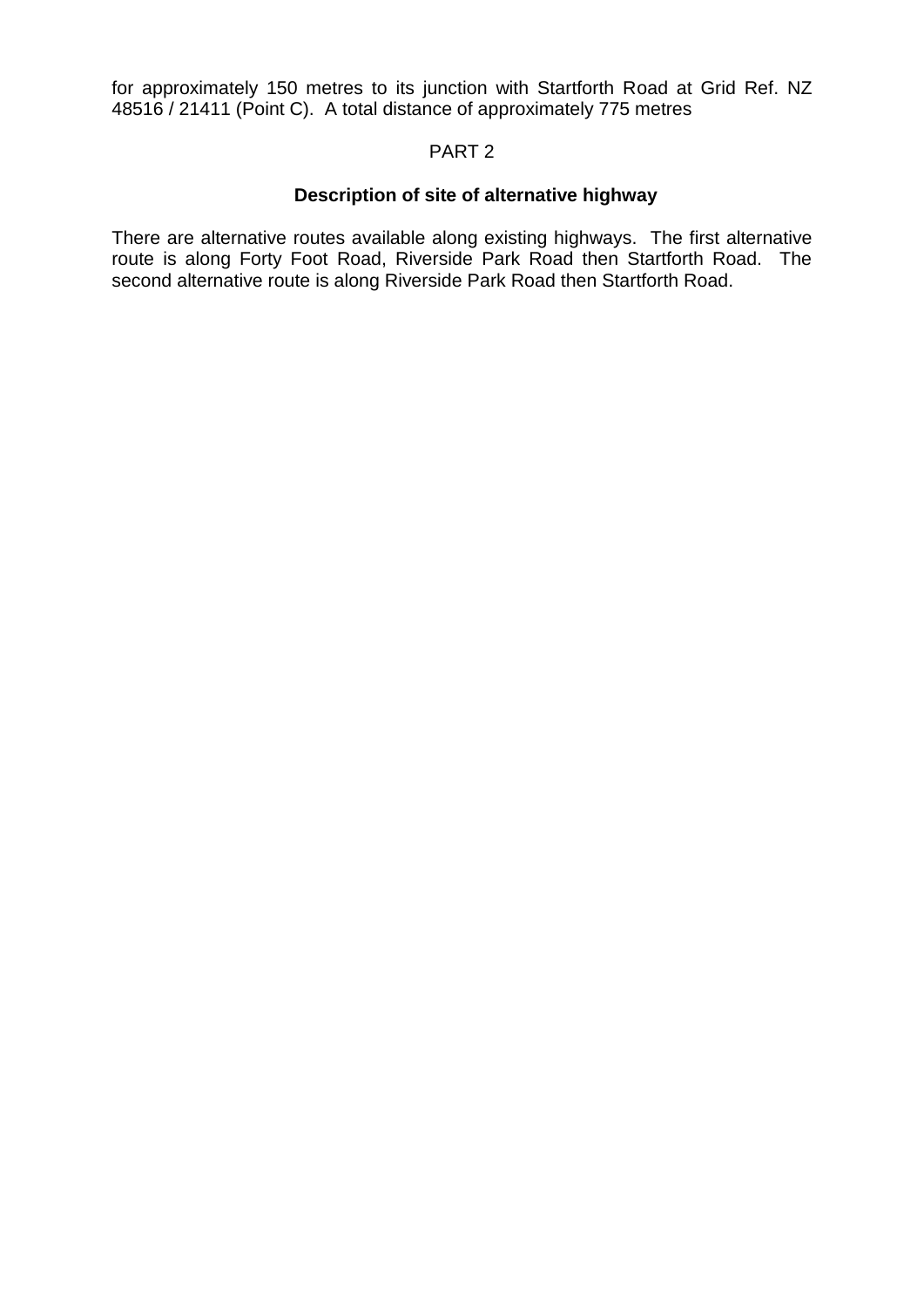for approximately 150 metres to its junction with Startforth Road at Grid Ref. NZ 48516 / 21411 (Point C). A total distance of approximately 775 metres

PART 2

**Description of site of alternative highway**

There are alternative routes available along existing highways. The first alternative route is along Forty Foot Road, Riverside Park Road then Startforth Road. The second alternative route is along Riverside Park Road then Startforth Road.